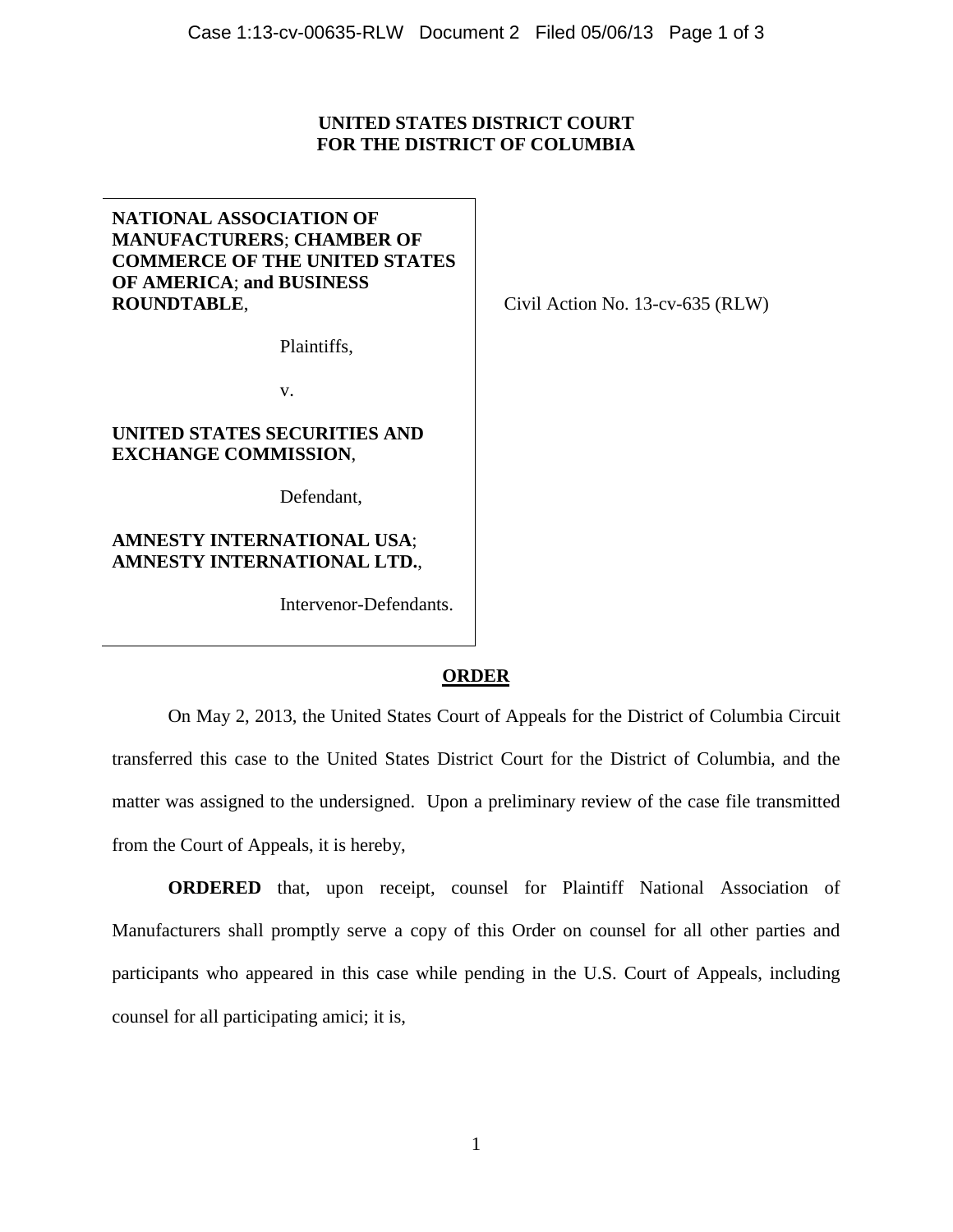**UNITED STATES DISTRICT COURT**
**FOR THE DISTRICT OF COLUMBIA**

| | |
|---|---|
| **NATIONAL ASSOCIATION OF MANUFACTURERS**; **CHAMBER OF COMMERCE OF THE UNITED STATES OF AMERICA**; **and BUSINESS ROUNDTABLE**, <br><br> Plaintiffs, <br><br> v. <br><br> **UNITED STATES SECURITIES AND EXCHANGE COMMISSION**, <br><br> Defendant, <br><br> **AMNESTY INTERNATIONAL USA**; **AMNESTY INTERNATIONAL LTD.**, <br><br> Intervenor-Defendants. | Civil Action No. 13-cv-635 (RLW) |

## ORDER

On May 2, 2013, the United States Court of Appeals for the District of Columbia Circuit transferred this case to the United States District Court for the District of Columbia, and the matter was assigned to the undersigned. Upon a preliminary review of the case file transmitted from the Court of Appeals, it is hereby,

**ORDERED** that, upon receipt, counsel for Plaintiff National Association of Manufacturers shall promptly serve a copy of this Order on counsel for all other parties and participants who appeared in this case while pending in the U.S. Court of Appeals, including counsel for all participating amici; it is,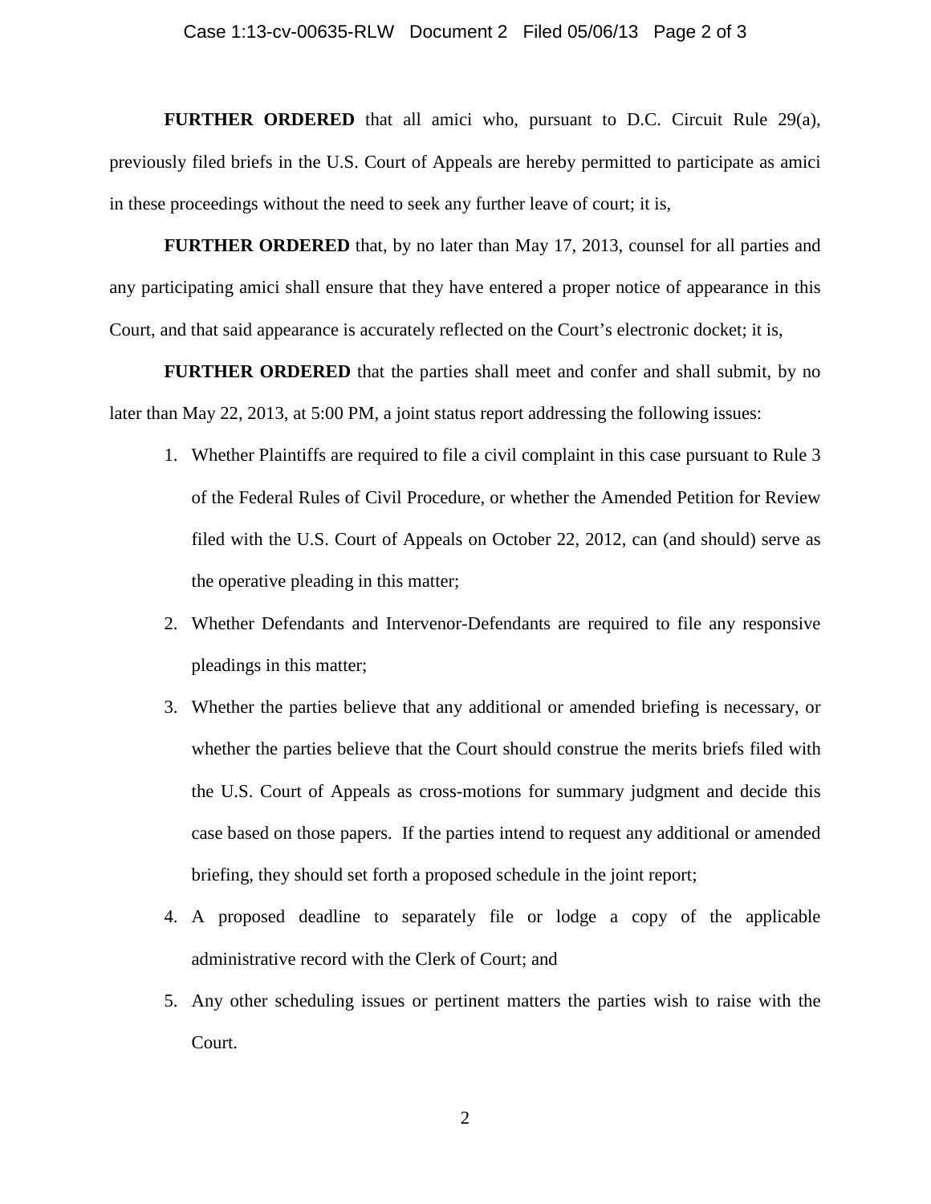**FURTHER ORDERED** that all amici who, pursuant to D.C. Circuit Rule 29(a), previously filed briefs in the U.S. Court of Appeals are hereby permitted to participate as amici in these proceedings without the need to seek any further leave of court; it is,

**FURTHER ORDERED** that, by no later than May 17, 2013, counsel for all parties and any participating amici shall ensure that they have entered a proper notice of appearance in this Court, and that said appearance is accurately reflected on the Court's electronic docket; it is,

**FURTHER ORDERED** that the parties shall meet and confer and shall submit, by no later than May 22, 2013, at 5:00 PM, a joint status report addressing the following issues:

1. Whether Plaintiffs are required to file a civil complaint in this case pursuant to Rule 3 of the Federal Rules of Civil Procedure, or whether the Amended Petition for Review filed with the U.S. Court of Appeals on October 22, 2012, can (and should) serve as the operative pleading in this matter;
2. Whether Defendants and Intervenor-Defendants are required to file any responsive pleadings in this matter;
3. Whether the parties believe that any additional or amended briefing is necessary, or whether the parties believe that the Court should construe the merits briefs filed with the U.S. Court of Appeals as cross-motions for summary judgment and decide this case based on those papers. If the parties intend to request any additional or amended briefing, they should set forth a proposed schedule in the joint report;
4. A proposed deadline to separately file or lodge a copy of the applicable administrative record with the Clerk of Court; and
5. Any other scheduling issues or pertinent matters the parties wish to raise with the Court.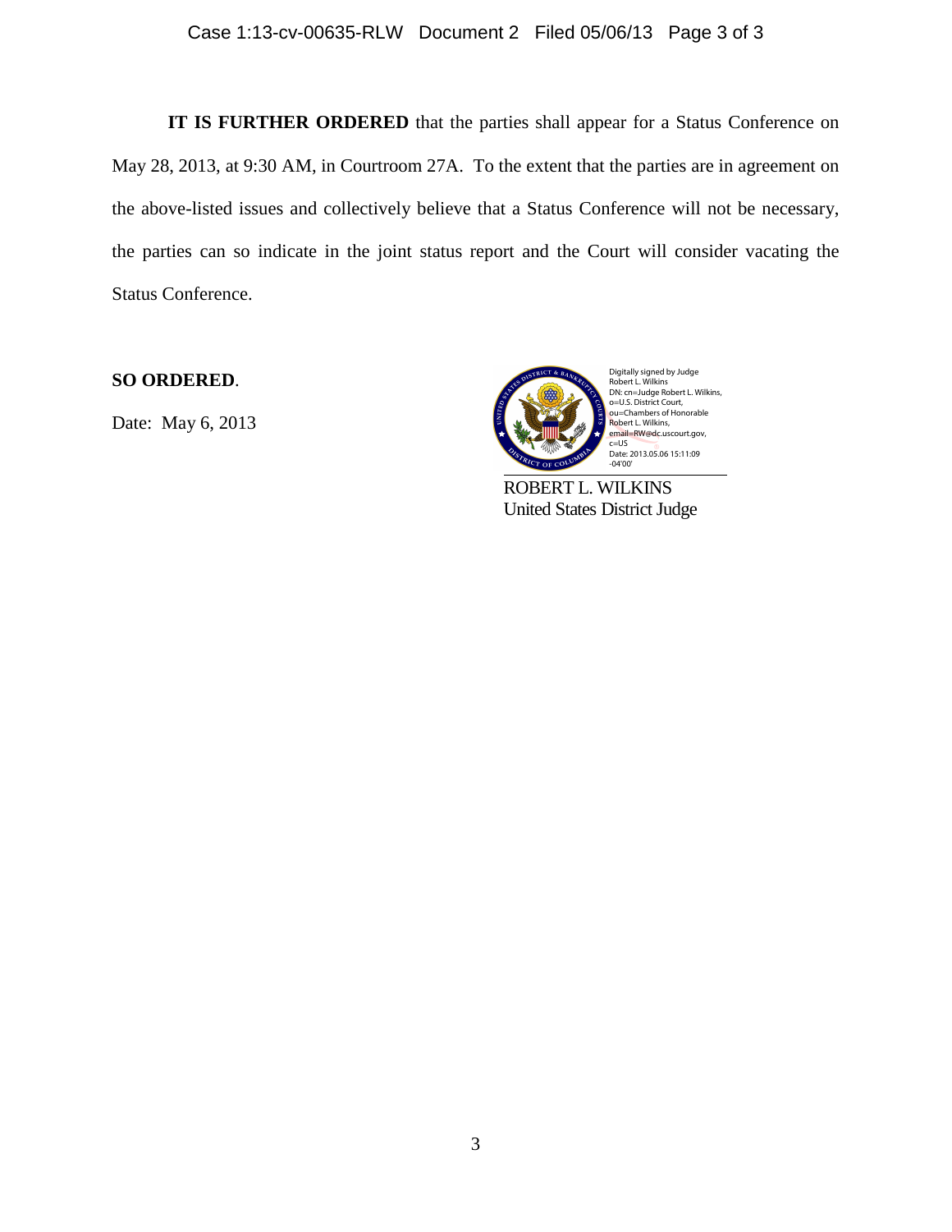**IT IS FURTHER ORDERED** that the parties shall appear for a Status Conference on May 28, 2013, at 9:30 AM, in Courtroom 27A. To the extent that the parties are in agreement on the above-listed issues and collectively believe that a Status Conference will not be necessary, the parties can so indicate in the joint status report and the Court will consider vacating the Status Conference.

**SO ORDERED**.

Date: May 6, 2013

Digitally signed by Judge Robert L. Wilkins
DN: cn=Judge Robert L. Wilkins, o=U.S. District Court, ou=Chambers of Honorable Robert L. Wilkins, email=RW@dc.uscourt.gov, c=US
Date: 2013.05.06 15:11:09 -04'00'

ROBERT L. WILKINS
United States District Judge